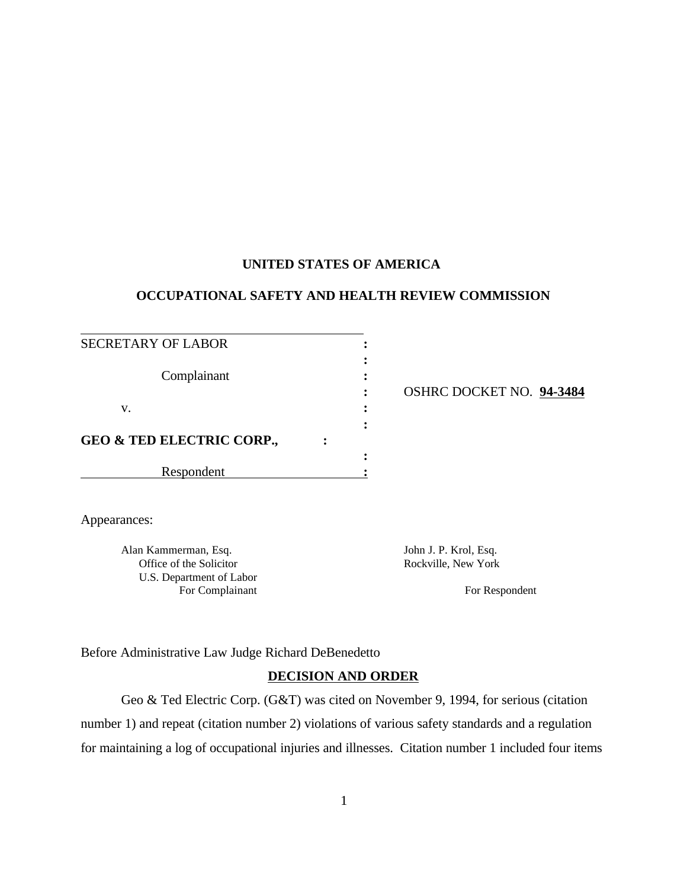**UNITED STATES OF AMERICA**

**OCCUPATIONAL SAFETY AND HEALTH REVIEW COMMISSION**

| | | |
|---|---|---|
| SECRETARY OF LABOR | : | |
| | : | |
| Complainant | : | |
| | : | OSHRC DOCKET NO. **94-3484** |
| v. | : | |
| | : | |
| **GEO & TED ELECTRIC CORP.,** | : | |
| | : | |
| Respondent | : | |

Appearances:

Alan Kammerman, Esq.
Office of the Solicitor
U.S. Department of Labor
For Complainant

John J. P. Krol, Esq.
Rockville, New York
For Respondent

Before Administrative Law Judge Richard DeBenedetto

**DECISION AND ORDER**

Geo & Ted Electric Corp. (G&T) was cited on November 9, 1994, for serious (citation number 1) and repeat (citation number 2) violations of various safety standards and a regulation for maintaining a log of occupational injuries and illnesses. Citation number 1 included four items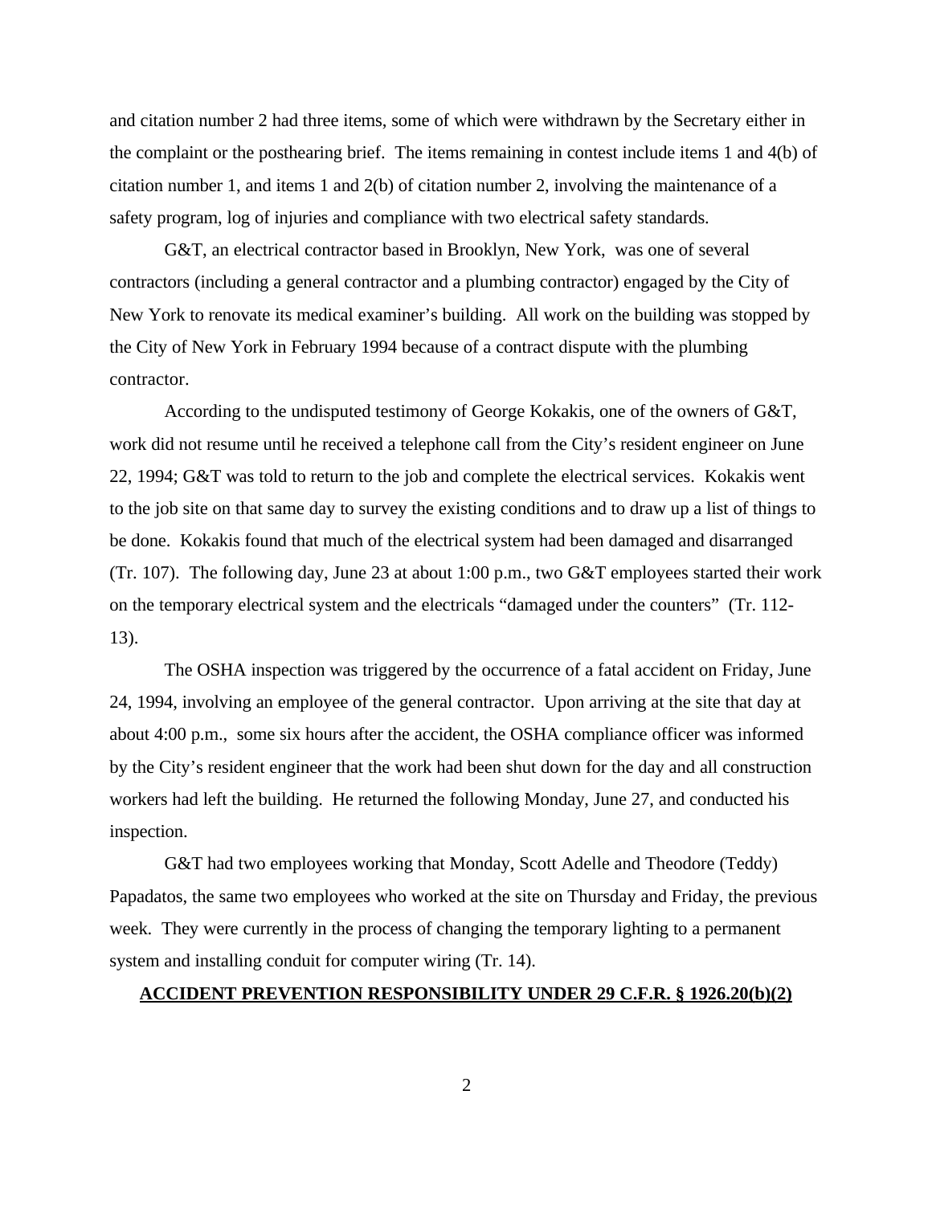and citation number 2 had three items, some of which were withdrawn by the Secretary either in the complaint or the posthearing brief. The items remaining in contest include items 1 and 4(b) of citation number 1, and items 1 and 2(b) of citation number 2, involving the maintenance of a safety program, log of injuries and compliance with two electrical safety standards.

G&T, an electrical contractor based in Brooklyn, New York, was one of several contractors (including a general contractor and a plumbing contractor) engaged by the City of New York to renovate its medical examiner's building. All work on the building was stopped by the City of New York in February 1994 because of a contract dispute with the plumbing contractor.

According to the undisputed testimony of George Kokakis, one of the owners of G&T, work did not resume until he received a telephone call from the City's resident engineer on June 22, 1994; G&T was told to return to the job and complete the electrical services. Kokakis went to the job site on that same day to survey the existing conditions and to draw up a list of things to be done. Kokakis found that much of the electrical system had been damaged and disarranged (Tr. 107). The following day, June 23 at about 1:00 p.m., two G&T employees started their work on the temporary electrical system and the electricals "damaged under the counters" (Tr. 112-13).

The OSHA inspection was triggered by the occurrence of a fatal accident on Friday, June 24, 1994, involving an employee of the general contractor. Upon arriving at the site that day at about 4:00 p.m., some six hours after the accident, the OSHA compliance officer was informed by the City's resident engineer that the work had been shut down for the day and all construction workers had left the building. He returned the following Monday, June 27, and conducted his inspection.

G&T had two employees working that Monday, Scott Adelle and Theodore (Teddy) Papadatos, the same two employees who worked at the site on Thursday and Friday, the previous week. They were currently in the process of changing the temporary lighting to a permanent system and installing conduit for computer wiring (Tr. 14).

## ACCIDENT PREVENTION RESPONSIBILITY UNDER 29 C.F.R. § 1926.20(b)(2)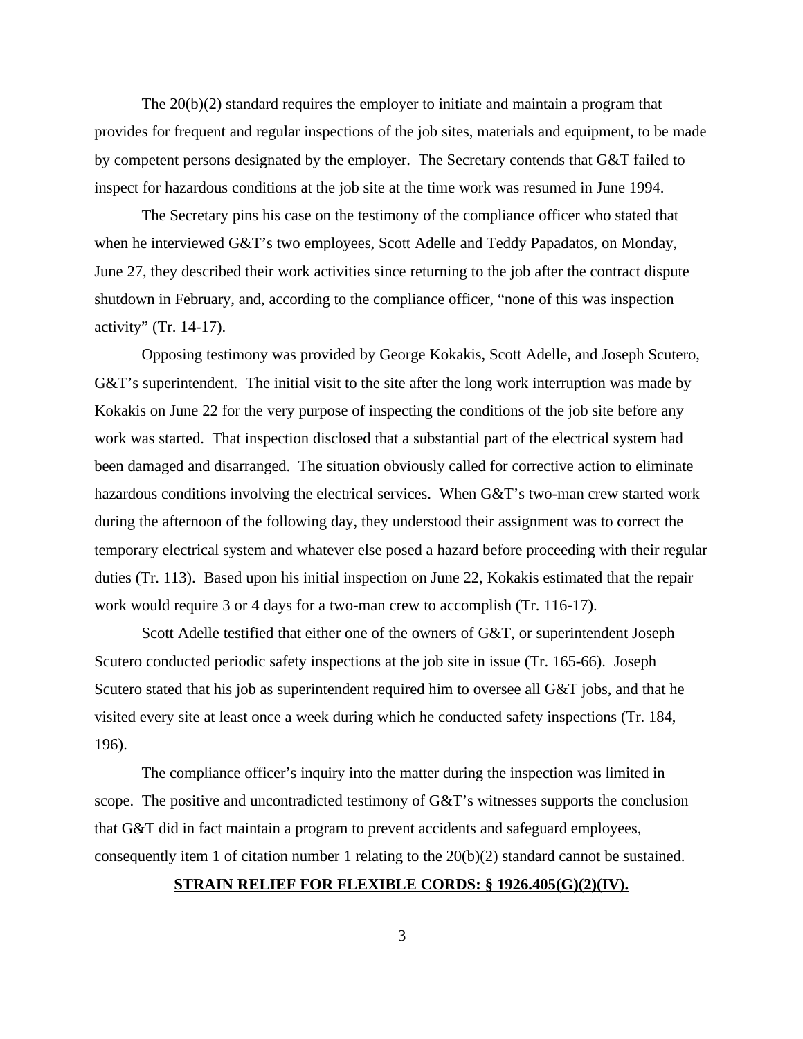The 20(b)(2) standard requires the employer to initiate and maintain a program that provides for frequent and regular inspections of the job sites, materials and equipment, to be made by competent persons designated by the employer. The Secretary contends that G&T failed to inspect for hazardous conditions at the job site at the time work was resumed in June 1994.

The Secretary pins his case on the testimony of the compliance officer who stated that when he interviewed G&T's two employees, Scott Adelle and Teddy Papadatos, on Monday, June 27, they described their work activities since returning to the job after the contract dispute shutdown in February, and, according to the compliance officer, "none of this was inspection activity" (Tr. 14-17).

Opposing testimony was provided by George Kokakis, Scott Adelle, and Joseph Scutero, G&T's superintendent. The initial visit to the site after the long work interruption was made by Kokakis on June 22 for the very purpose of inspecting the conditions of the job site before any work was started. That inspection disclosed that a substantial part of the electrical system had been damaged and disarranged. The situation obviously called for corrective action to eliminate hazardous conditions involving the electrical services. When G&T's two-man crew started work during the afternoon of the following day, they understood their assignment was to correct the temporary electrical system and whatever else posed a hazard before proceeding with their regular duties (Tr. 113). Based upon his initial inspection on June 22, Kokakis estimated that the repair work would require 3 or 4 days for a two-man crew to accomplish (Tr. 116-17).

Scott Adelle testified that either one of the owners of G&T, or superintendent Joseph Scutero conducted periodic safety inspections at the job site in issue (Tr. 165-66). Joseph Scutero stated that his job as superintendent required him to oversee all G&T jobs, and that he visited every site at least once a week during which he conducted safety inspections (Tr. 184, 196).

The compliance officer's inquiry into the matter during the inspection was limited in scope. The positive and uncontradicted testimony of G&T's witnesses supports the conclusion that G&T did in fact maintain a program to prevent accidents and safeguard employees, consequently item 1 of citation number 1 relating to the 20(b)(2) standard cannot be sustained.

**STRAIN RELIEF FOR FLEXIBLE CORDS: § 1926.405(G)(2)(IV).**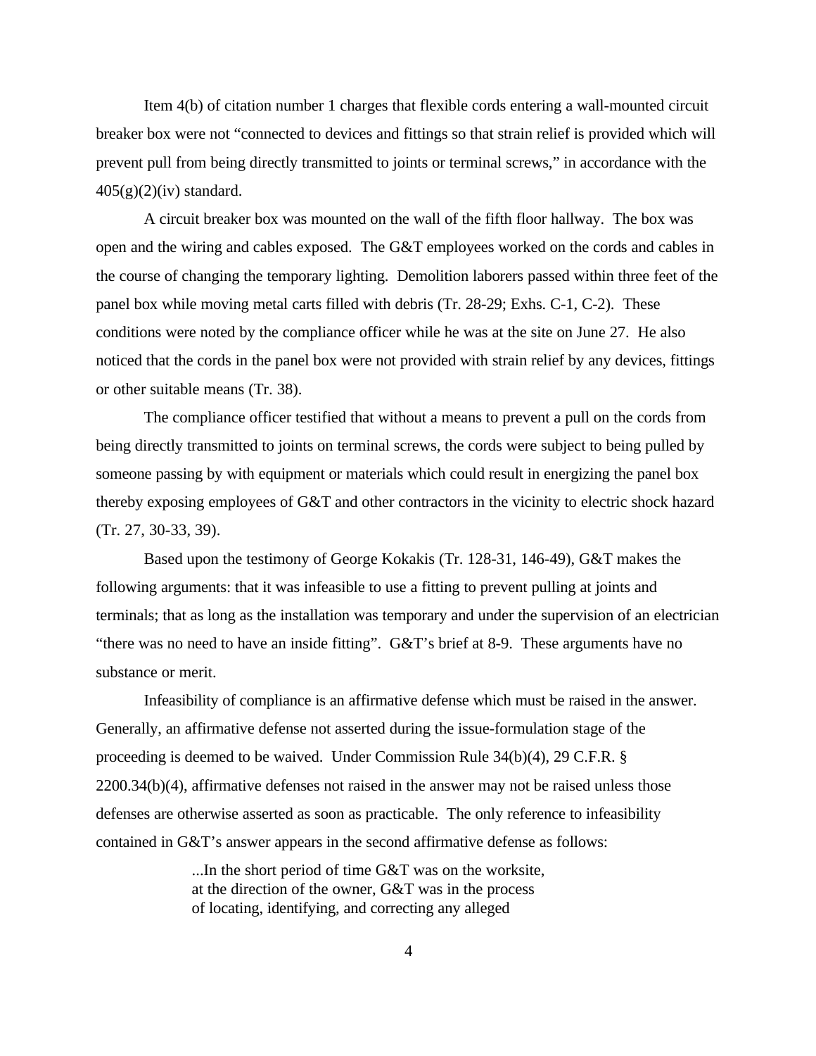Item 4(b) of citation number 1 charges that flexible cords entering a wall-mounted circuit breaker box were not "connected to devices and fittings so that strain relief is provided which will prevent pull from being directly transmitted to joints or terminal screws," in accordance with the 405(g)(2)(iv) standard.

A circuit breaker box was mounted on the wall of the fifth floor hallway. The box was open and the wiring and cables exposed. The G&T employees worked on the cords and cables in the course of changing the temporary lighting. Demolition laborers passed within three feet of the panel box while moving metal carts filled with debris (Tr. 28-29; Exhs. C-1, C-2). These conditions were noted by the compliance officer while he was at the site on June 27. He also noticed that the cords in the panel box were not provided with strain relief by any devices, fittings or other suitable means (Tr. 38).

The compliance officer testified that without a means to prevent a pull on the cords from being directly transmitted to joints on terminal screws, the cords were subject to being pulled by someone passing by with equipment or materials which could result in energizing the panel box thereby exposing employees of G&T and other contractors in the vicinity to electric shock hazard (Tr. 27, 30-33, 39).

Based upon the testimony of George Kokakis (Tr. 128-31, 146-49), G&T makes the following arguments: that it was infeasible to use a fitting to prevent pulling at joints and terminals; that as long as the installation was temporary and under the supervision of an electrician "there was no need to have an inside fitting". G&T's brief at 8-9. These arguments have no substance or merit.

Infeasibility of compliance is an affirmative defense which must be raised in the answer. Generally, an affirmative defense not asserted during the issue-formulation stage of the proceeding is deemed to be waived. Under Commission Rule 34(b)(4), 29 C.F.R. § 2200.34(b)(4), affirmative defenses not raised in the answer may not be raised unless those defenses are otherwise asserted as soon as practicable. The only reference to infeasibility contained in G&T's answer appears in the second affirmative defense as follows:

> ...In the short period of time G&T was on the worksite, at the direction of the owner, G&T was in the process of locating, identifying, and correcting any alleged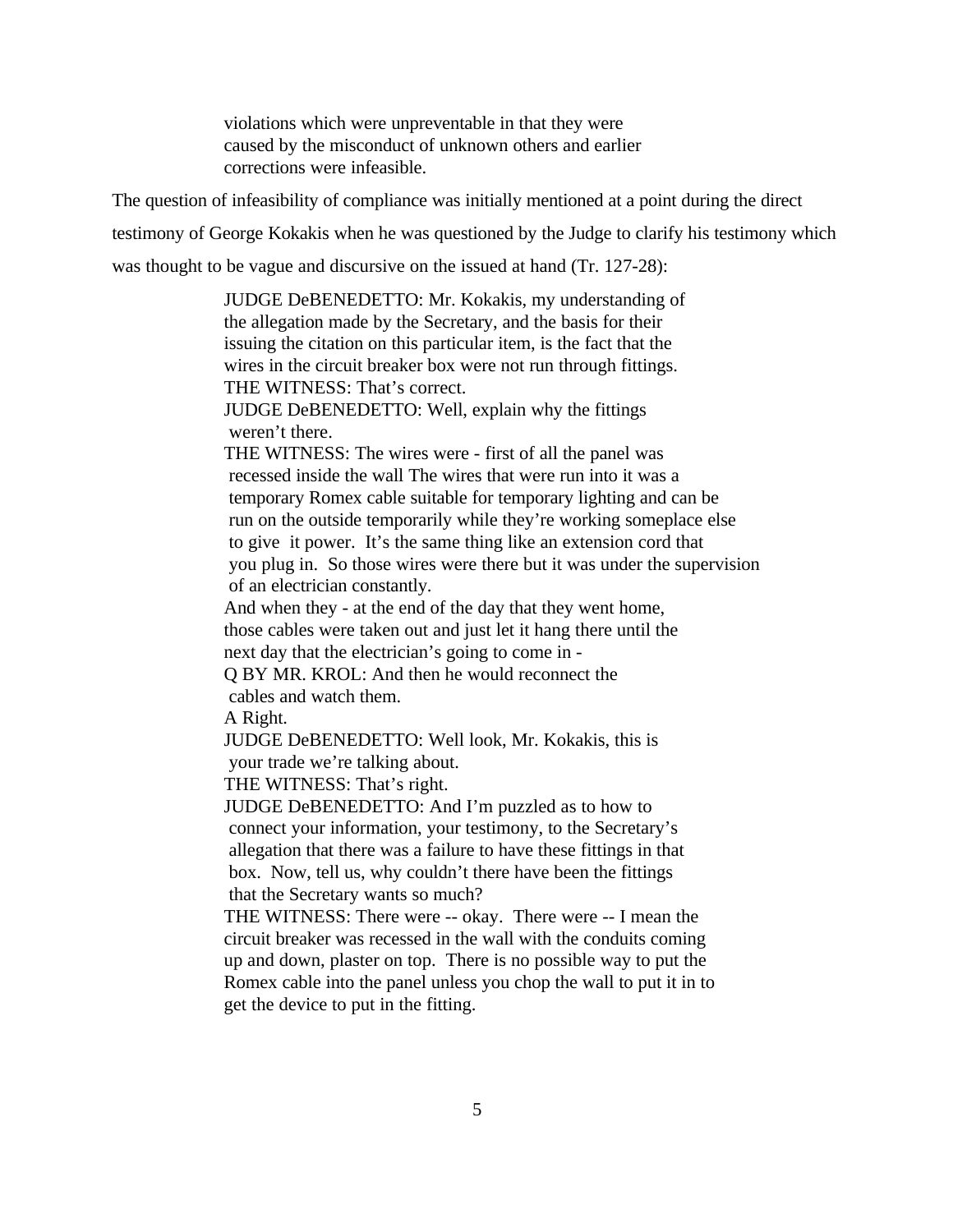> violations which were unpreventable in that they were caused by the misconduct of unknown others and earlier corrections were infeasible.

The question of infeasibility of compliance was initially mentioned at a point during the direct testimony of George Kokakis when he was questioned by the Judge to clarify his testimony which was thought to be vague and discursive on the issued at hand (Tr. 127-28):

> JUDGE DeBENEDETTO: Mr. Kokakis, my understanding of the allegation made by the Secretary, and the basis for their issuing the citation on this particular item, is the fact that the wires in the circuit breaker box were not run through fittings.
>
> THE WITNESS: That's correct.
>
> JUDGE DeBENEDETTO: Well, explain why the fittings weren't there.
>
> THE WITNESS: The wires were - first of all the panel was recessed inside the wall The wires that were run into it was a temporary Romex cable suitable for temporary lighting and can be run on the outside temporarily while they're working someplace else to give it power. It's the same thing like an extension cord that you plug in. So those wires were there but it was under the supervision of an electrician constantly.
>
> And when they - at the end of the day that they went home, those cables were taken out and just let it hang there until the next day that the electrician's going to come in -
>
> Q BY MR. KROL: And then he would reconnect the cables and watch them.
>
> A Right.
>
> JUDGE DeBENEDETTO: Well look, Mr. Kokakis, this is your trade we're talking about.
>
> THE WITNESS: That's right.
>
> JUDGE DeBENEDETTO: And I'm puzzled as to how to connect your information, your testimony, to the Secretary's allegation that there was a failure to have these fittings in that box. Now, tell us, why couldn't there have been the fittings that the Secretary wants so much?
>
> THE WITNESS: There were -- okay. There were -- I mean the circuit breaker was recessed in the wall with the conduits coming up and down, plaster on top. There is no possible way to put the Romex cable into the panel unless you chop the wall to put it in to get the device to put in the fitting.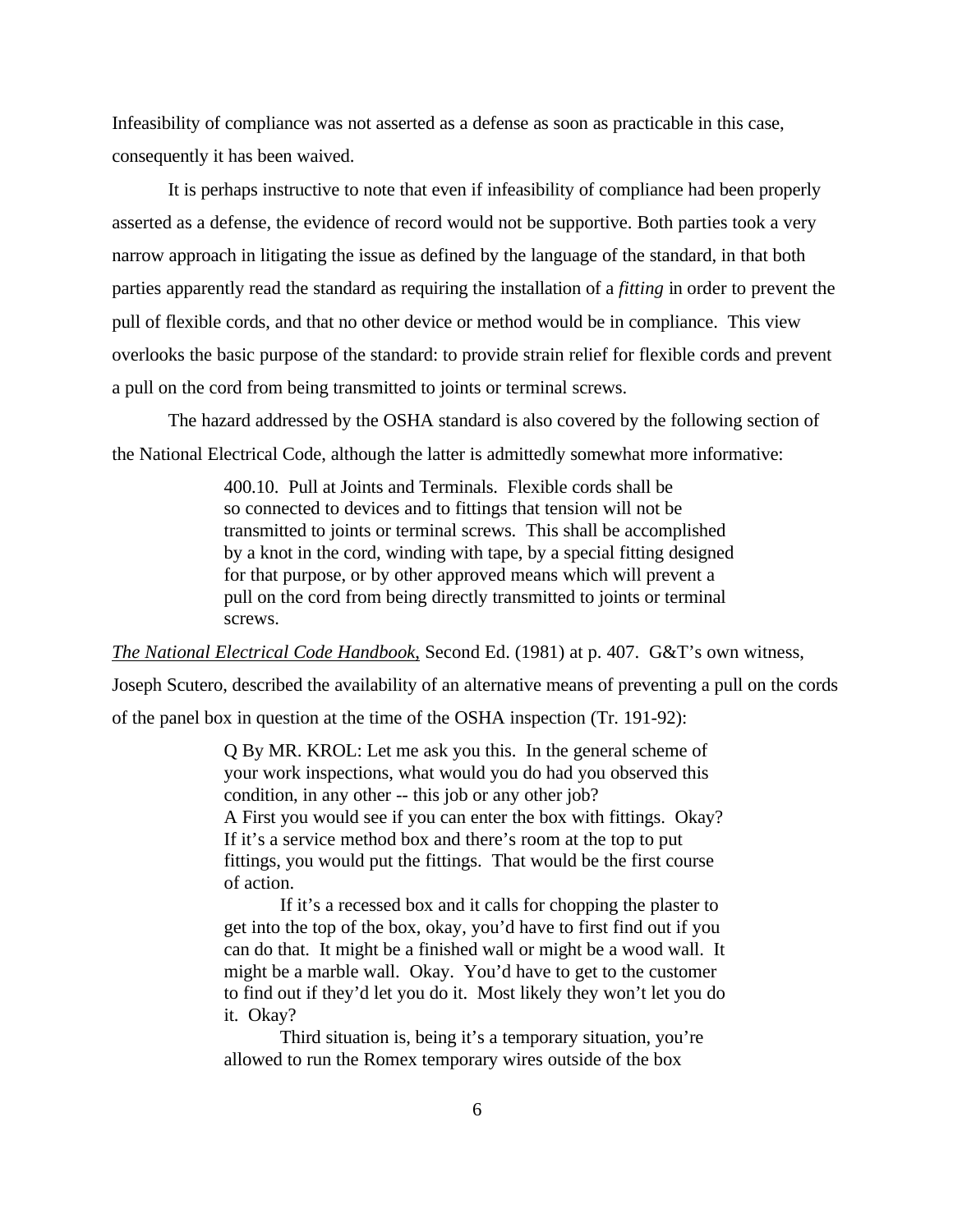Infeasibility of compliance was not asserted as a defense as soon as practicable in this case, consequently it has been waived.

It is perhaps instructive to note that even if infeasibility of compliance had been properly asserted as a defense, the evidence of record would not be supportive. Both parties took a very narrow approach in litigating the issue as defined by the language of the standard, in that both parties apparently read the standard as requiring the installation of a *fitting* in order to prevent the pull of flexible cords, and that no other device or method would be in compliance. This view overlooks the basic purpose of the standard: to provide strain relief for flexible cords and prevent a pull on the cord from being transmitted to joints or terminal screws.

The hazard addressed by the OSHA standard is also covered by the following section of the National Electrical Code, although the latter is admittedly somewhat more informative:

> 400.10. Pull at Joints and Terminals. Flexible cords shall be so connected to devices and to fittings that tension will not be transmitted to joints or terminal screws. This shall be accomplished by a knot in the cord, winding with tape, by a special fitting designed for that purpose, or by other approved means which will prevent a pull on the cord from being directly transmitted to joints or terminal screws.

*The National Electrical Code Handbook*, Second Ed. (1981) at p. 407. G&T's own witness, Joseph Scutero, described the availability of an alternative means of preventing a pull on the cords of the panel box in question at the time of the OSHA inspection (Tr. 191-92):

> Q By MR. KROL: Let me ask you this. In the general scheme of your work inspections, what would you do had you observed this condition, in any other -- this job or any other job?
> A First you would see if you can enter the box with fittings. Okay? If it's a service method box and there's room at the top to put fittings, you would put the fittings. That would be the first course of action.
>
> If it's a recessed box and it calls for chopping the plaster to get into the top of the box, okay, you'd have to first find out if you can do that. It might be a finished wall or might be a wood wall. It might be a marble wall. Okay. You'd have to get to the customer to find out if they'd let you do it. Most likely they won't let you do it. Okay?
>
> Third situation is, being it's a temporary situation, you're allowed to run the Romex temporary wires outside of the box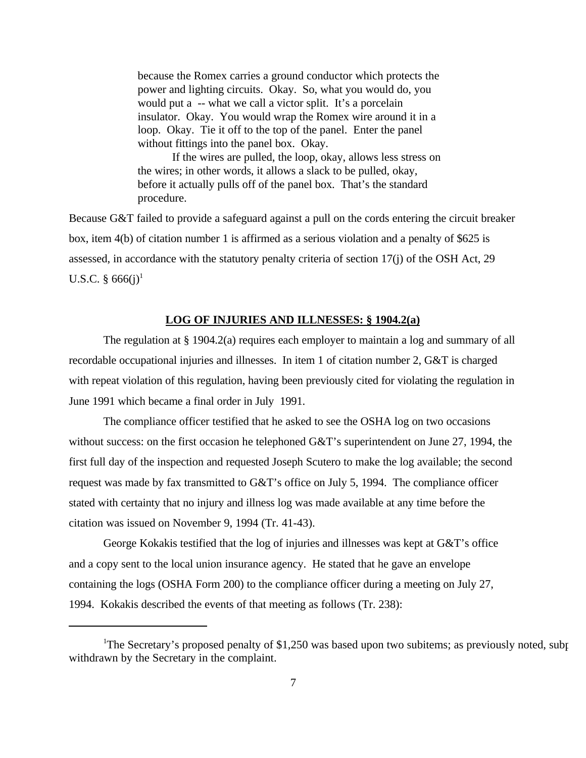> because the Romex carries a ground conductor which protects the power and lighting circuits. Okay. So, what you would do, you would put a -- what we call a victor split. It's a porcelain insulator. Okay. You would wrap the Romex wire around it in a loop. Okay. Tie it off to the top of the panel. Enter the panel without fittings into the panel box. Okay.
>
> If the wires are pulled, the loop, okay, allows less stress on the wires; in other words, it allows a slack to be pulled, okay, before it actually pulls off of the panel box. That's the standard procedure.

Because G&T failed to provide a safeguard against a pull on the cords entering the circuit breaker box, item 4(b) of citation number 1 is affirmed as a serious violation and a penalty of $625 is assessed, in accordance with the statutory penalty criteria of section 17(j) of the OSH Act, 29 U.S.C. § 666(j)[1]

## LOG OF INJURIES AND ILLNESSES: § 1904.2(a)

The regulation at § 1904.2(a) requires each employer to maintain a log and summary of all recordable occupational injuries and illnesses. In item 1 of citation number 2, G&T is charged with repeat violation of this regulation, having been previously cited for violating the regulation in June 1991 which became a final order in July 1991.

The compliance officer testified that he asked to see the OSHA log on two occasions without success: on the first occasion he telephoned G&T's superintendent on June 27, 1994, the first full day of the inspection and requested Joseph Scutero to make the log available; the second request was made by fax transmitted to G&T's office on July 5, 1994. The compliance officer stated with certainty that no injury and illness log was made available at any time before the citation was issued on November 9, 1994 (Tr. 41-43).

George Kokakis testified that the log of injuries and illnesses was kept at G&T's office and a copy sent to the local union insurance agency. He stated that he gave an envelope containing the logs (OSHA Form 200) to the compliance officer during a meeting on July 27, 1994. Kokakis described the events of that meeting as follows (Tr. 238):

---

[1] The Secretary's proposed penalty of $1,250 was based upon two subitems; as previously noted, subp withdrawn by the Secretary in the complaint.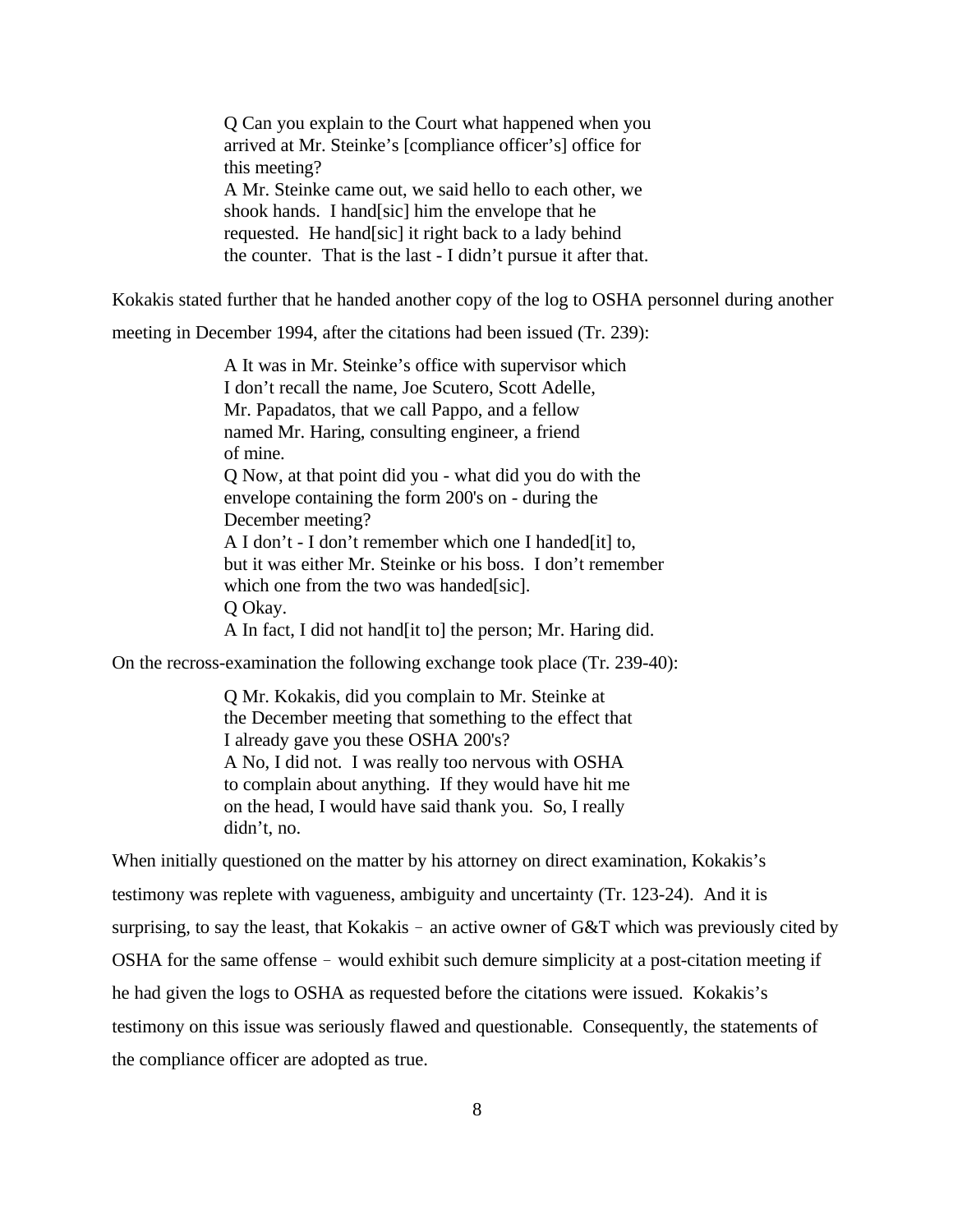> Q Can you explain to the Court what happened when you arrived at Mr. Steinke's [compliance officer's] office for this meeting?
> A Mr. Steinke came out, we said hello to each other, we shook hands. I hand[sic] him the envelope that he requested. He hand[sic] it right back to a lady behind the counter. That is the last - I didn't pursue it after that.

Kokakis stated further that he handed another copy of the log to OSHA personnel during another meeting in December 1994, after the citations had been issued (Tr. 239):

> A It was in Mr. Steinke's office with supervisor which I don't recall the name, Joe Scutero, Scott Adelle, Mr. Papadatos, that we call Pappo, and a fellow named Mr. Haring, consulting engineer, a friend of mine.
> Q Now, at that point did you - what did you do with the envelope containing the form 200's on - during the December meeting?
> A I don't - I don't remember which one I handed[it] to, but it was either Mr. Steinke or his boss. I don't remember which one from the two was handed[sic].
> Q Okay.
> A In fact, I did not hand[it to] the person; Mr. Haring did.

On the recross-examination the following exchange took place (Tr. 239-40):

> Q Mr. Kokakis, did you complain to Mr. Steinke at the December meeting that something to the effect that I already gave you these OSHA 200's?
> A No, I did not. I was really too nervous with OSHA to complain about anything. If they would have hit me on the head, I would have said thank you. So, I really didn't, no.

When initially questioned on the matter by his attorney on direct examination, Kokakis's testimony was replete with vagueness, ambiguity and uncertainty (Tr. 123-24). And it is surprising, to say the least, that Kokakis – an active owner of G&T which was previously cited by OSHA for the same offense – would exhibit such demure simplicity at a post-citation meeting if he had given the logs to OSHA as requested before the citations were issued. Kokakis's testimony on this issue was seriously flawed and questionable. Consequently, the statements of the compliance officer are adopted as true.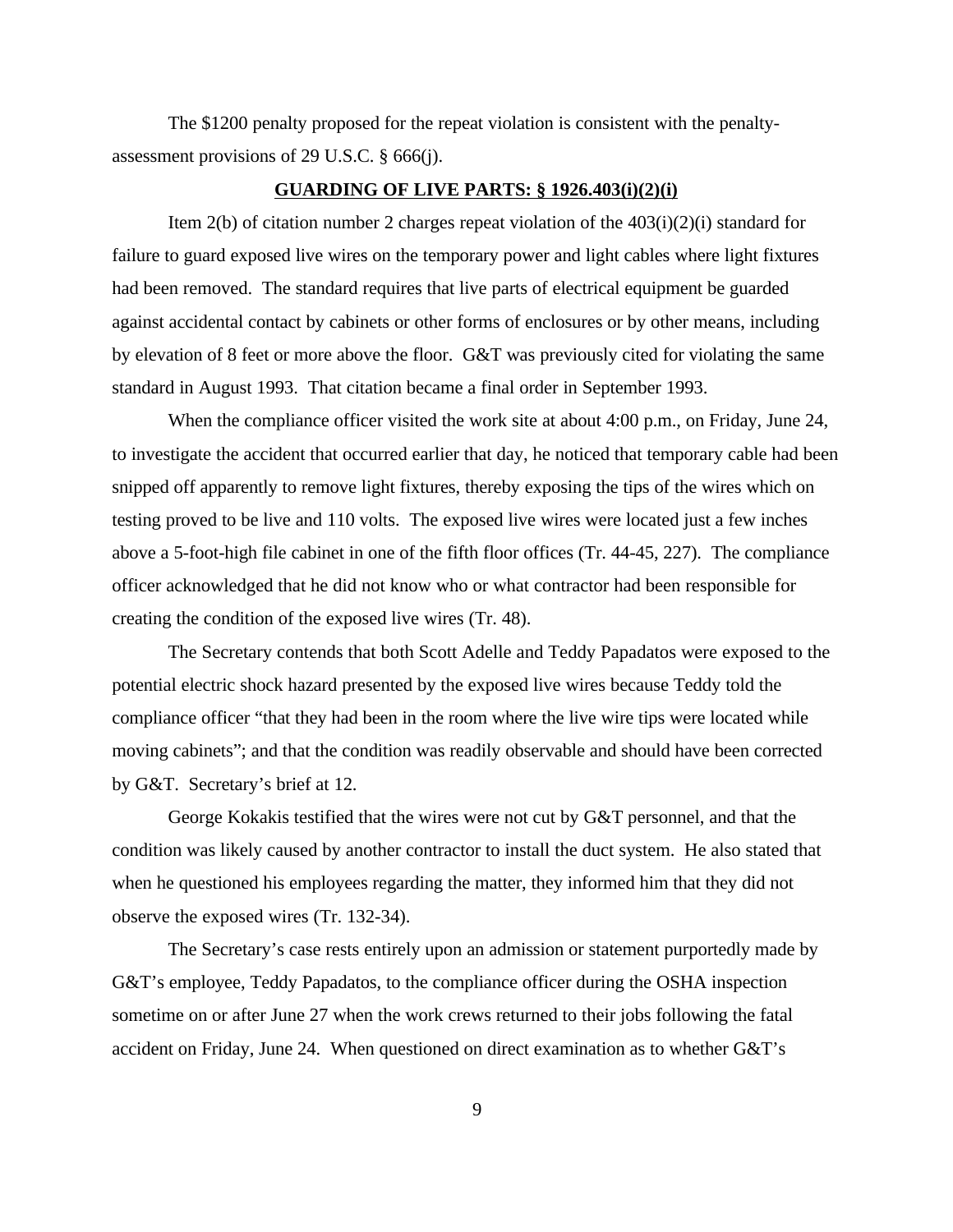The $1200 penalty proposed for the repeat violation is consistent with the penalty-assessment provisions of 29 U.S.C. § 666(j).

**GUARDING OF LIVE PARTS: § 1926.403(i)(2)(i)**

Item 2(b) of citation number 2 charges repeat violation of the 403(i)(2)(i) standard for failure to guard exposed live wires on the temporary power and light cables where light fixtures had been removed. The standard requires that live parts of electrical equipment be guarded against accidental contact by cabinets or other forms of enclosures or by other means, including by elevation of 8 feet or more above the floor. G&T was previously cited for violating the same standard in August 1993. That citation became a final order in September 1993.

When the compliance officer visited the work site at about 4:00 p.m., on Friday, June 24, to investigate the accident that occurred earlier that day, he noticed that temporary cable had been snipped off apparently to remove light fixtures, thereby exposing the tips of the wires which on testing proved to be live and 110 volts. The exposed live wires were located just a few inches above a 5-foot-high file cabinet in one of the fifth floor offices (Tr. 44-45, 227). The compliance officer acknowledged that he did not know who or what contractor had been responsible for creating the condition of the exposed live wires (Tr. 48).

The Secretary contends that both Scott Adelle and Teddy Papadatos were exposed to the potential electric shock hazard presented by the exposed live wires because Teddy told the compliance officer "that they had been in the room where the live wire tips were located while moving cabinets"; and that the condition was readily observable and should have been corrected by G&T. Secretary's brief at 12.

George Kokakis testified that the wires were not cut by G&T personnel, and that the condition was likely caused by another contractor to install the duct system. He also stated that when he questioned his employees regarding the matter, they informed him that they did not observe the exposed wires (Tr. 132-34).

The Secretary's case rests entirely upon an admission or statement purportedly made by G&T's employee, Teddy Papadatos, to the compliance officer during the OSHA inspection sometime on or after June 27 when the work crews returned to their jobs following the fatal accident on Friday, June 24. When questioned on direct examination as to whether G&T's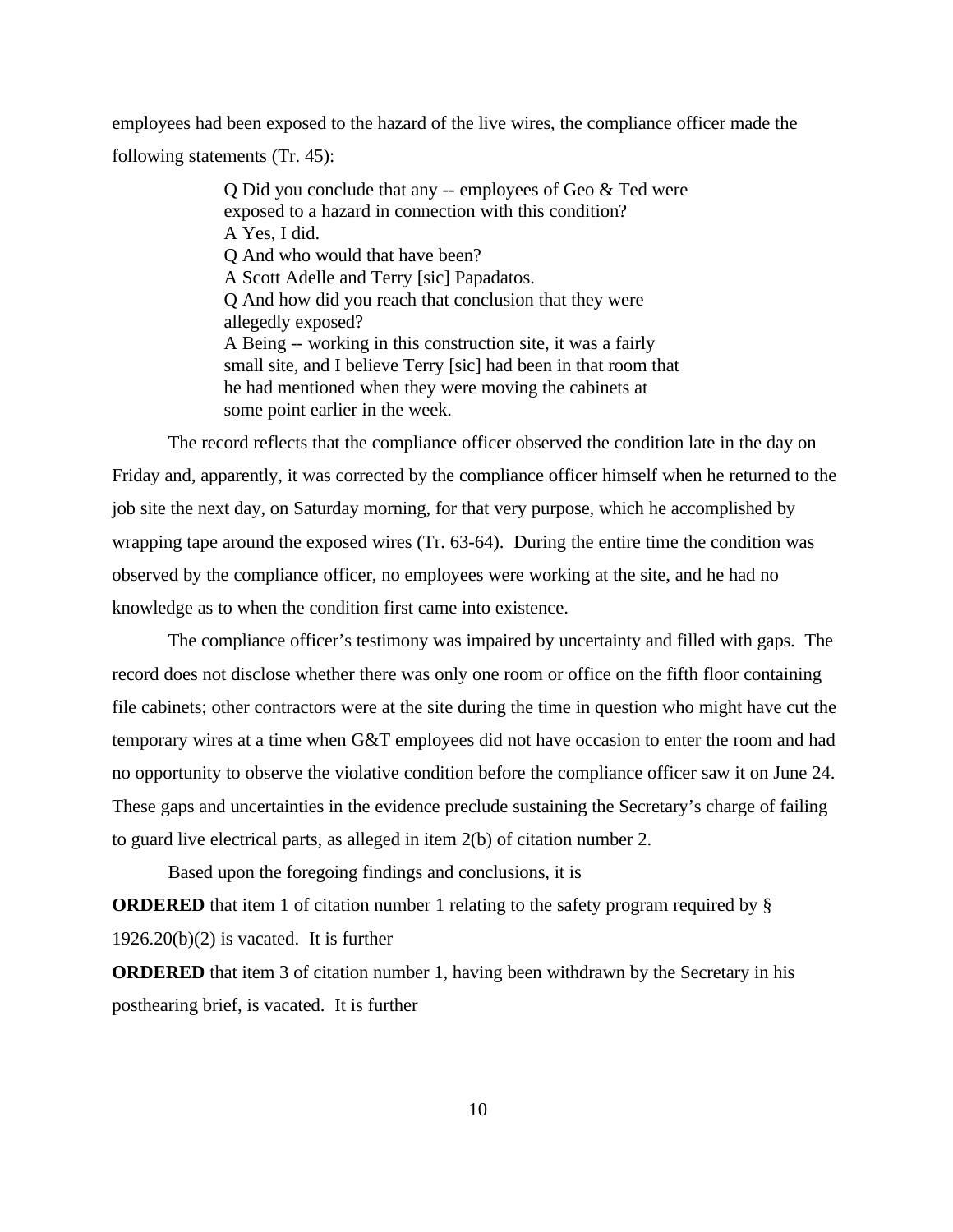employees had been exposed to the hazard of the live wires, the compliance officer made the following statements (Tr. 45):

> Q Did you conclude that any -- employees of Geo & Ted were exposed to a hazard in connection with this condition?
> A Yes, I did.
> Q And who would that have been?
> A Scott Adelle and Terry [sic] Papadatos.
> Q And how did you reach that conclusion that they were allegedly exposed?
> A Being -- working in this construction site, it was a fairly small site, and I believe Terry [sic] had been in that room that he had mentioned when they were moving the cabinets at some point earlier in the week.

The record reflects that the compliance officer observed the condition late in the day on Friday and, apparently, it was corrected by the compliance officer himself when he returned to the job site the next day, on Saturday morning, for that very purpose, which he accomplished by wrapping tape around the exposed wires (Tr. 63-64). During the entire time the condition was observed by the compliance officer, no employees were working at the site, and he had no knowledge as to when the condition first came into existence.

The compliance officer's testimony was impaired by uncertainty and filled with gaps. The record does not disclose whether there was only one room or office on the fifth floor containing file cabinets; other contractors were at the site during the time in question who might have cut the temporary wires at a time when G&T employees did not have occasion to enter the room and had no opportunity to observe the violative condition before the compliance officer saw it on June 24. These gaps and uncertainties in the evidence preclude sustaining the Secretary's charge of failing to guard live electrical parts, as alleged in item 2(b) of citation number 2.

Based upon the foregoing findings and conclusions, it is

**ORDERED** that item 1 of citation number 1 relating to the safety program required by § 1926.20(b)(2) is vacated. It is further

**ORDERED** that item 3 of citation number 1, having been withdrawn by the Secretary in his posthearing brief, is vacated. It is further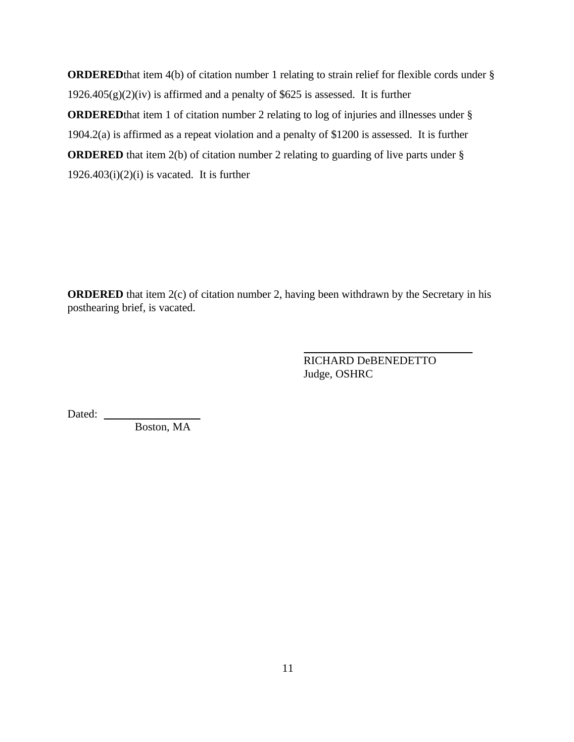**ORDERED** that item 4(b) of citation number 1 relating to strain relief for flexible cords under § 1926.405(g)(2)(iv) is affirmed and a penalty of $625 is assessed. It is further

**ORDERED** that item 1 of citation number 2 relating to log of injuries and illnesses under § 1904.2(a) is affirmed as a repeat violation and a penalty of $1200 is assessed. It is further

**ORDERED** that item 2(b) of citation number 2 relating to guarding of live parts under § 1926.403(i)(2)(i) is vacated. It is further

**ORDERED** that item 2(c) of citation number 2, having been withdrawn by the Secretary in his posthearing brief, is vacated.

RICHARD DeBENEDETTO
Judge, OSHRC

Dated:
Boston, MA